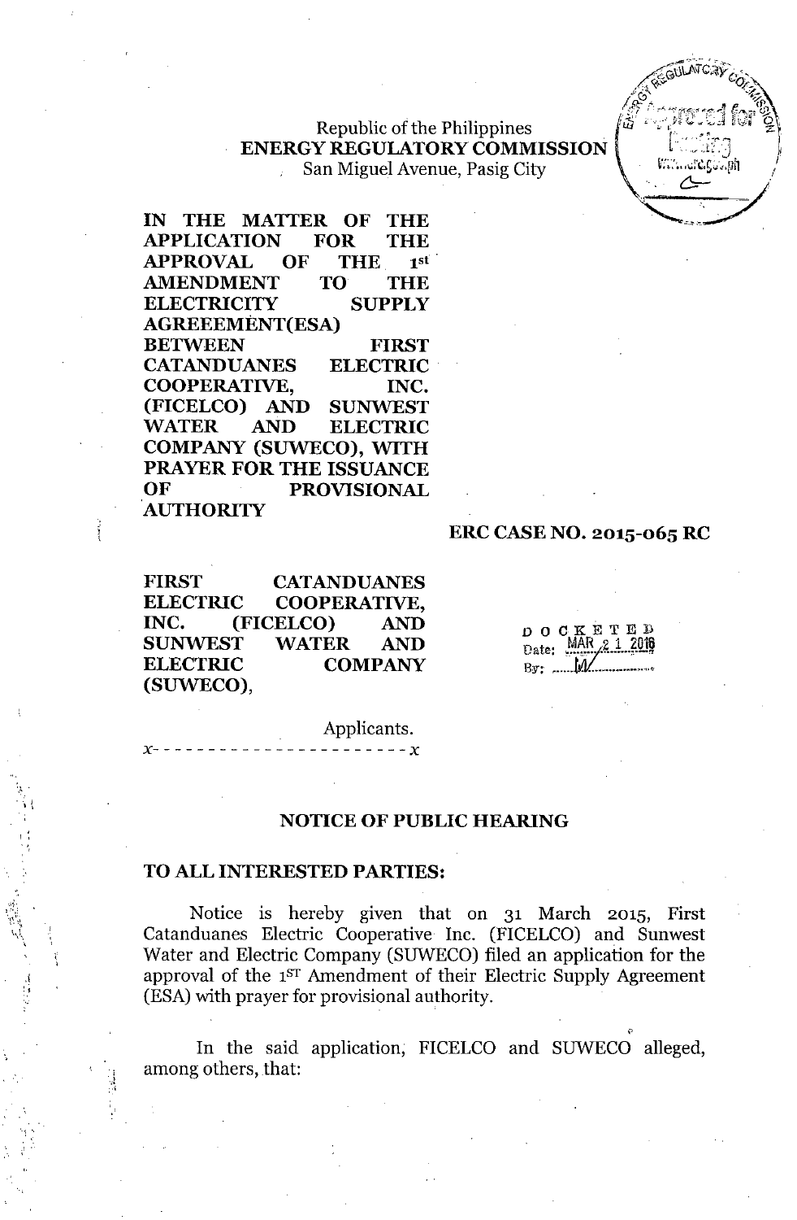Republic of the Philippines
**ENERGY REGULATORY COMMISSION**
San Miguel Avenue, Pasig City

**IN THE MATTER OF THE APPLICATION FOR THE APPROVAL OF THE 1st AMENDMENT TO THE ELECTRICITY SUPPLY AGREEEMENT(ESA) BETWEEN FIRST CATANDUANES ELECTRIC COOPERATIVE, INC. (FICELCO) AND SUNWEST WATER AND ELECTRIC COMPANY (SUWECO), WITH PRAYER FOR THE ISSUANCE OF PROVISIONAL AUTHORITY**

**ERC CASE NO. 2015-065 RC**

**FIRST CATANDUANES ELECTRIC COOPERATIVE, INC. (FICELCO) AND SUNWEST WATER AND ELECTRIC COMPANY (SUWECO),**

Applicants.

x- - - - - - - - - - - - - - - - - - - - - - -x

DOCKETED
Date: MAR 21 2016
By: M

## NOTICE OF PUBLIC HEARING

**TO ALL INTERESTED PARTIES:**

Notice is hereby given that on 31 March 2015, First Catanduanes Electric Cooperative Inc. (FICELCO) and Sunwest Water and Electric Company (SUWECO) filed an application for the approval of the 1ST Amendment of their Electric Supply Agreement (ESA) with prayer for provisional authority.

In the said application, FICELCO and SUWECO alleged, among others, that: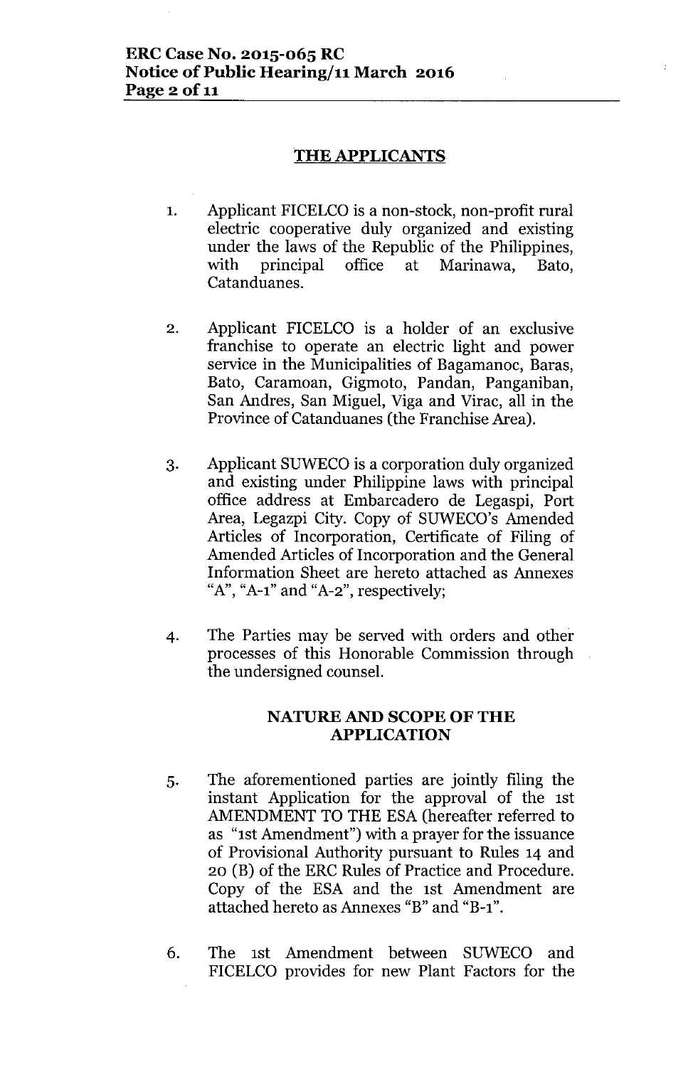## THE APPLICANTS

1. Applicant FICELCO is a non-stock, non-profit rural electric cooperative duly organized and existing under the laws of the Republic of the Philippines, with principal office at Marinawa, Bato, Catanduanes.

2. Applicant FICELCO is a holder of an exclusive franchise to operate an electric light and power service in the Municipalities of Bagamanoc, Baras, Bato, Caramoan, Gigmoto, Pandan, Panganiban, San Andres, San Miguel, Viga and Virac, all in the Province of Catanduanes (the Franchise Area).

3. Applicant SUWECO is a corporation duly organized and existing under Philippine laws with principal office address at Embarcadero de Legaspi, Port Area, Legazpi City. Copy of SUWECO's Amended Articles of Incorporation, Certificate of Filing of Amended Articles of Incorporation and the General Information Sheet are hereto attached as Annexes "A", "A-1" and "A-2", respectively;

4. The Parties may be served with orders and other processes of this Honorable Commission through the undersigned counsel.

## NATURE AND SCOPE OF THE APPLICATION

5. The aforementioned parties are jointly filing the instant Application for the approval of the 1st AMENDMENT TO THE ESA (hereafter referred to as "1st Amendment") with a prayer for the issuance of Provisional Authority pursuant to Rules 14 and 20 (B) of the ERC Rules of Practice and Procedure. Copy of the ESA and the 1st Amendment are attached hereto as Annexes "B" and "B-1".

6. The 1st Amendment between SUWECO and FICELCO provides for new Plant Factors for the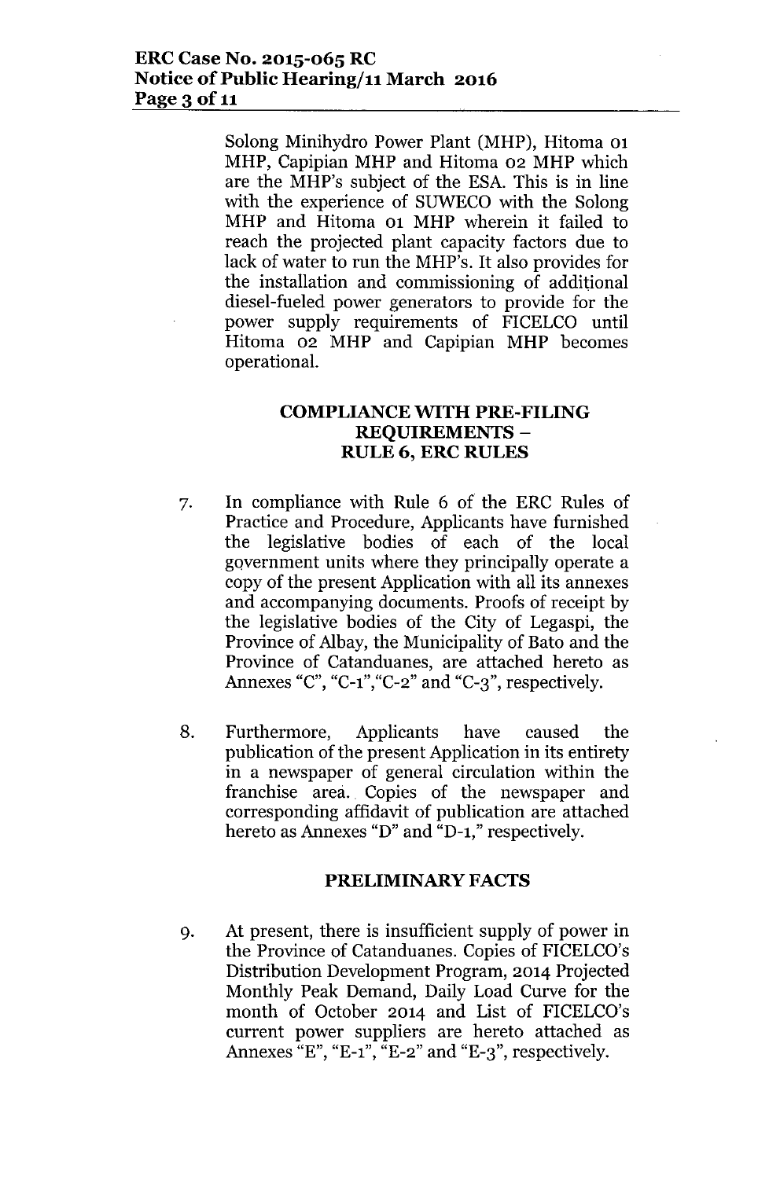Solong Minihydro Power Plant (MHP), Hitoma 01 MHP, Capipian MHP and Hitoma 02 MHP which are the MHP's subject of the ESA. This is in line with the experience of SUWECO with the Solong MHP and Hitoma 01 MHP wherein it failed to reach the projected plant capacity factors due to lack of water to run the MHP's. It also provides for the installation and commissioning of additional diesel-fueled power generators to provide for the power supply requirements of FICELCO until Hitoma 02 MHP and Capipian MHP becomes operational.

## COMPLIANCE WITH PRE-FILING REQUIREMENTS – RULE 6, ERC RULES

7. In compliance with Rule 6 of the ERC Rules of Practice and Procedure, Applicants have furnished the legislative bodies of each of the local government units where they principally operate a copy of the present Application with all its annexes and accompanying documents. Proofs of receipt by the legislative bodies of the City of Legaspi, the Province of Albay, the Municipality of Bato and the Province of Catanduanes, are attached hereto as Annexes "C", "C-1","C-2" and "C-3", respectively.

8. Furthermore, Applicants have caused the publication of the present Application in its entirety in a newspaper of general circulation within the franchise area. Copies of the newspaper and corresponding affidavit of publication are attached hereto as Annexes "D" and "D-1," respectively.

## PRELIMINARY FACTS

9. At present, there is insufficient supply of power in the Province of Catanduanes. Copies of FICELCO's Distribution Development Program, 2014 Projected Monthly Peak Demand, Daily Load Curve for the month of October 2014 and List of FICELCO's current power suppliers are hereto attached as Annexes "E", "E-1", "E-2" and "E-3", respectively.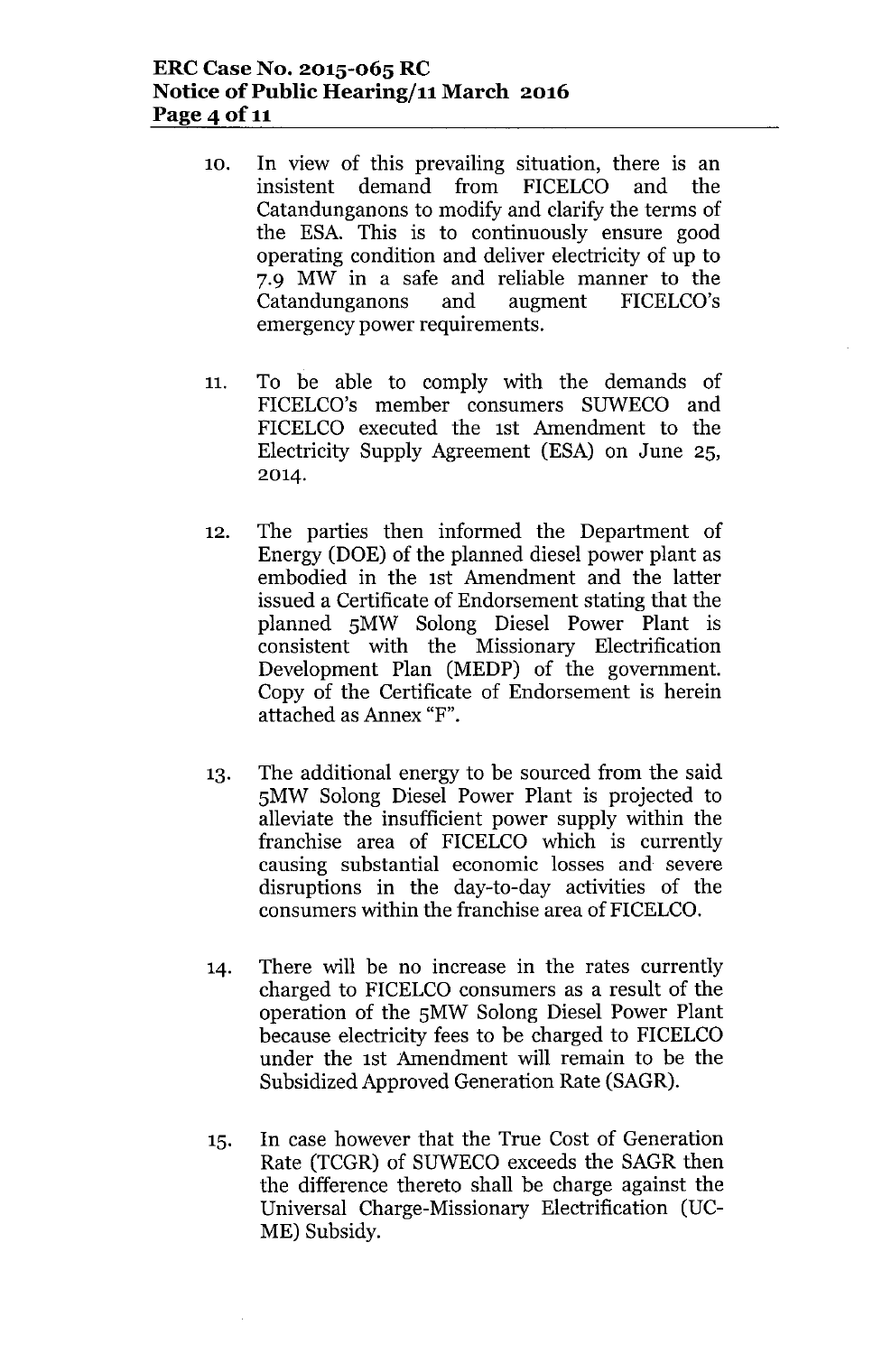10. In view of this prevailing situation, there is an insistent demand from FICELCO and the Catandunganons to modify and clarify the terms of the ESA. This is to continuously ensure good operating condition and deliver electricity of up to 7.9 MW in a safe and reliable manner to the Catandunganons and augment FICELCO's emergency power requirements.

11. To be able to comply with the demands of FICELCO's member consumers SUWECO and FICELCO executed the 1st Amendment to the Electricity Supply Agreement (ESA) on June 25, 2014.

12. The parties then informed the Department of Energy (DOE) of the planned diesel power plant as embodied in the 1st Amendment and the latter issued a Certificate of Endorsement stating that the planned 5MW Solong Diesel Power Plant is consistent with the Missionary Electrification Development Plan (MEDP) of the government. Copy of the Certificate of Endorsement is herein attached as Annex "F".

13. The additional energy to be sourced from the said 5MW Solong Diesel Power Plant is projected to alleviate the insufficient power supply within the franchise area of FICELCO which is currently causing substantial economic losses and severe disruptions in the day-to-day activities of the consumers within the franchise area of FICELCO.

14. There will be no increase in the rates currently charged to FICELCO consumers as a result of the operation of the 5MW Solong Diesel Power Plant because electricity fees to be charged to FICELCO under the 1st Amendment will remain to be the Subsidized Approved Generation Rate (SAGR).

15. In case however that the True Cost of Generation Rate (TCGR) of SUWECO exceeds the SAGR then the difference thereto shall be charge against the Universal Charge-Missionary Electrification (UC-ME) Subsidy.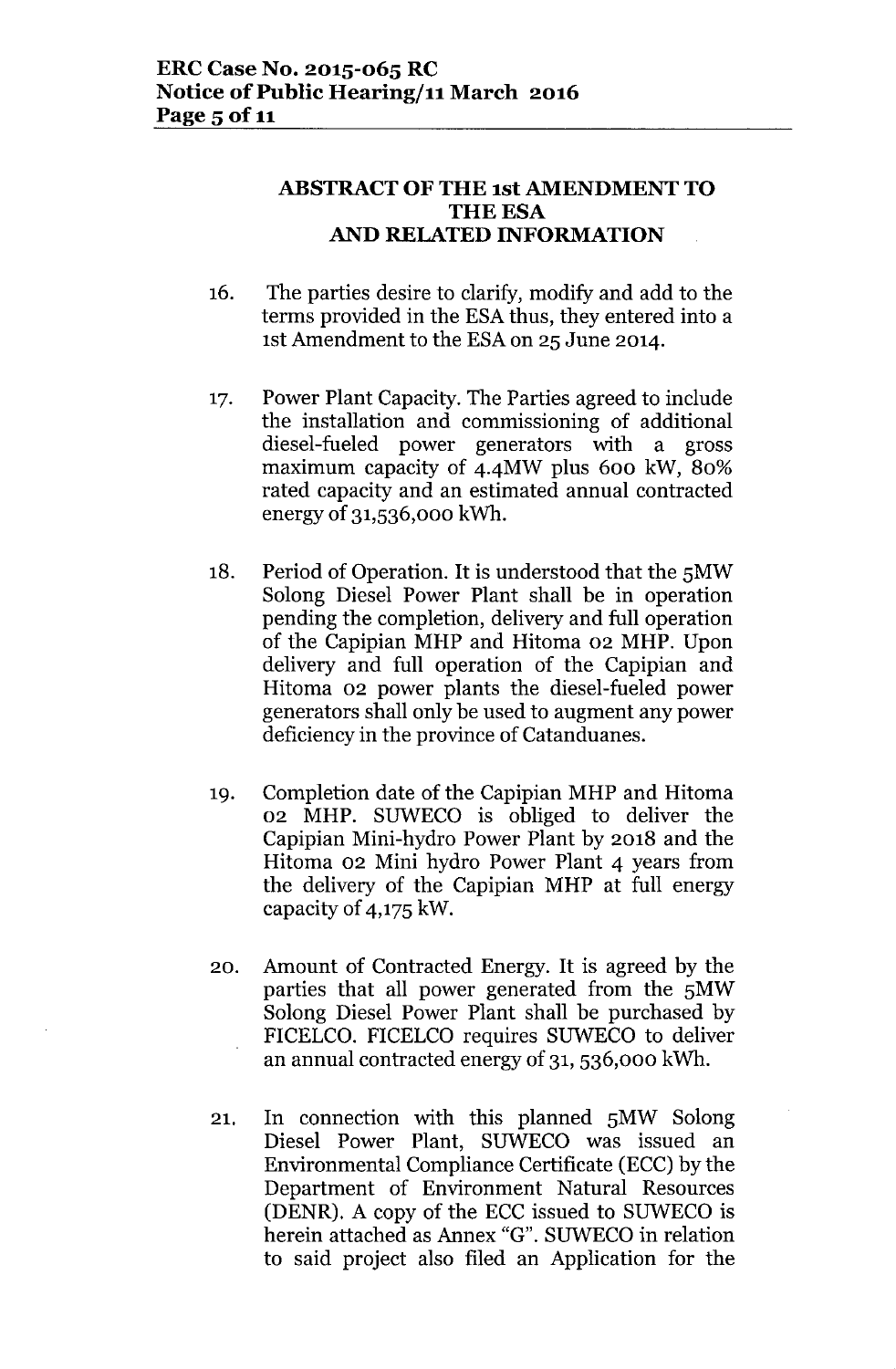## ABSTRACT OF THE 1st AMENDMENT TO THE ESA AND RELATED INFORMATION

16. The parties desire to clarify, modify and add to the terms provided in the ESA thus, they entered into a 1st Amendment to the ESA on 25 June 2014.

17. Power Plant Capacity. The Parties agreed to include the installation and commissioning of additional diesel-fueled power generators with a gross maximum capacity of 4.4MW plus 600 kW, 80% rated capacity and an estimated annual contracted energy of 31,536,000 kWh.

18. Period of Operation. It is understood that the 5MW Solong Diesel Power Plant shall be in operation pending the completion, delivery and full operation of the Capipian MHP and Hitoma 02 MHP. Upon delivery and full operation of the Capipian and Hitoma 02 power plants the diesel-fueled power generators shall only be used to augment any power deficiency in the province of Catanduanes.

19. Completion date of the Capipian MHP and Hitoma 02 MHP. SUWECO is obliged to deliver the Capipian Mini-hydro Power Plant by 2018 and the Hitoma 02 Mini hydro Power Plant 4 years from the delivery of the Capipian MHP at full energy capacity of 4,175 kW.

20. Amount of Contracted Energy. It is agreed by the parties that all power generated from the 5MW Solong Diesel Power Plant shall be purchased by FICELCO. FICELCO requires SUWECO to deliver an annual contracted energy of 31, 536,000 kWh.

21. In connection with this planned 5MW Solong Diesel Power Plant, SUWECO was issued an Environmental Compliance Certificate (ECC) by the Department of Environment Natural Resources (DENR). A copy of the ECC issued to SUWECO is herein attached as Annex "G". SUWECO in relation to said project also filed an Application for the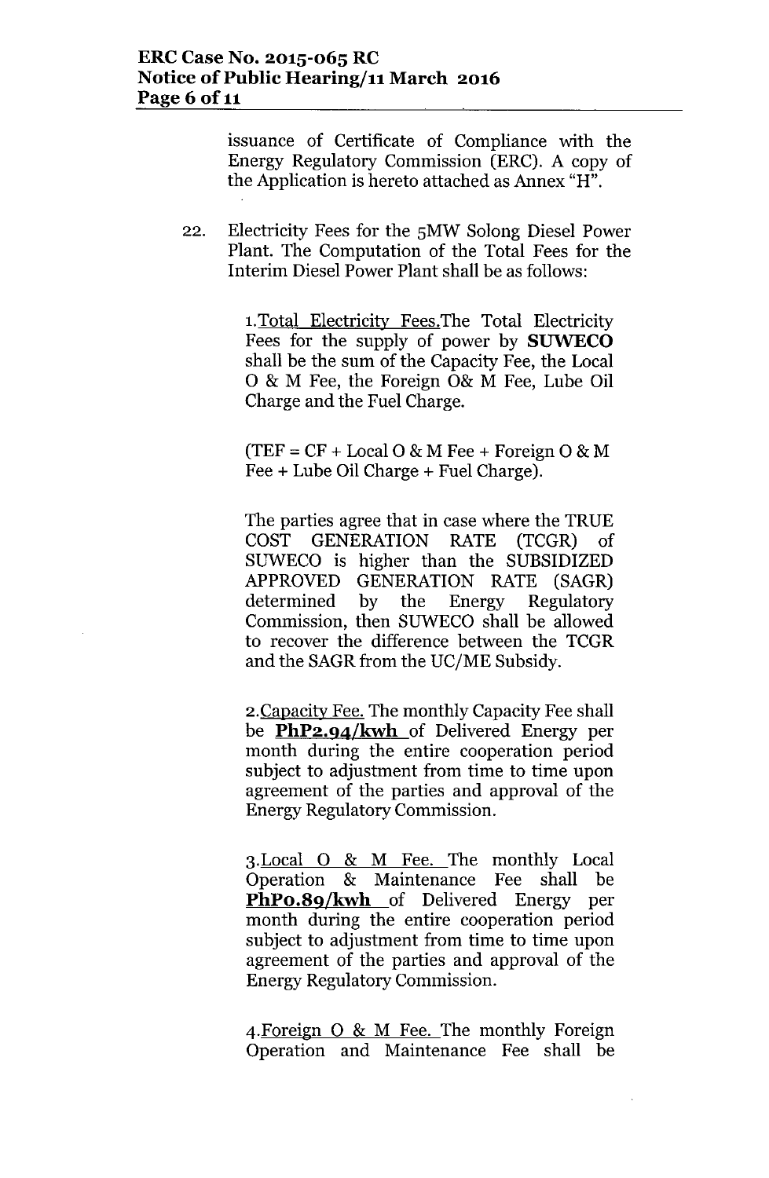issuance of Certificate of Compliance with the Energy Regulatory Commission (ERC). A copy of the Application is hereto attached as Annex "H".

22. Electricity Fees for the 5MW Solong Diesel Power Plant. The Computation of the Total Fees for the Interim Diesel Power Plant shall be as follows:

 1. Total Electricity Fees. The Total Electricity Fees for the supply of power by **SUWECO** shall be the sum of the Capacity Fee, the Local O & M Fee, the Foreign O& M Fee, Lube Oil Charge and the Fuel Charge.

 (TEF = CF + Local O & M Fee + Foreign O & M Fee + Lube Oil Charge + Fuel Charge).

 The parties agree that in case where the TRUE COST GENERATION RATE (TCGR) of SUWECO is higher than the SUBSIDIZED APPROVED GENERATION RATE (SAGR) determined by the Energy Regulatory Commission, then SUWECO shall be allowed to recover the difference between the TCGR and the SAGR from the UC/ME Subsidy.

 2. Capacity Fee. The monthly Capacity Fee shall be **PhP2.94/kwh** of Delivered Energy per month during the entire cooperation period subject to adjustment from time to time upon agreement of the parties and approval of the Energy Regulatory Commission.

 3. Local O & M Fee. The monthly Local Operation & Maintenance Fee shall be **PhP0.89/kwh** of Delivered Energy per month during the entire cooperation period subject to adjustment from time to time upon agreement of the parties and approval of the Energy Regulatory Commission.

 4. Foreign O & M Fee. The monthly Foreign Operation and Maintenance Fee shall be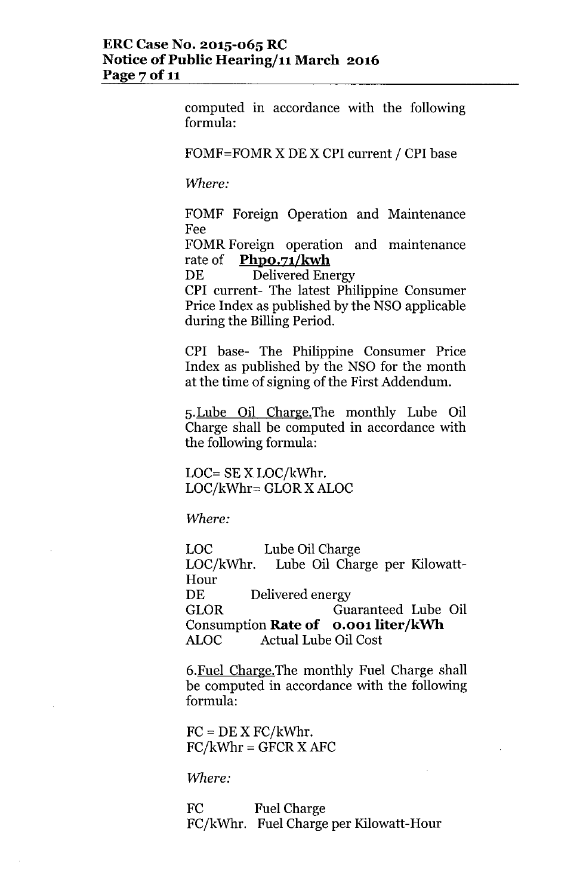computed in accordance with the following formula:

FOMF=FOMR X DE X CPI current / CPI base

*Where:*

FOMF Foreign Operation and Maintenance Fee
FOMR Foreign operation and maintenance rate of **Php0.71/kwh**
DE Delivered Energy
CPI current- The latest Philippine Consumer Price Index as published by the NSO applicable during the Billing Period.

CPI base- The Philippine Consumer Price Index as published by the NSO for the month at the time of signing of the First Addendum.

5. Lube Oil Charge. The monthly Lube Oil Charge shall be computed in accordance with the following formula:

LOC= SE X LOC/kWhr.
LOC/kWhr= GLOR X ALOC

*Where:*

LOC Lube Oil Charge
LOC/kWhr. Lube Oil Charge per Kilowatt-Hour
DE Delivered energy
GLOR Guaranteed Lube Oil Consumption **Rate of 0.001 liter/kWh**
ALOC Actual Lube Oil Cost

6. Fuel Charge. The monthly Fuel Charge shall be computed in accordance with the following formula:

FC = DE X FC/kWhr.
FC/kWhr = GFCR X AFC

*Where:*

FC Fuel Charge
FC/kWhr. Fuel Charge per Kilowatt-Hour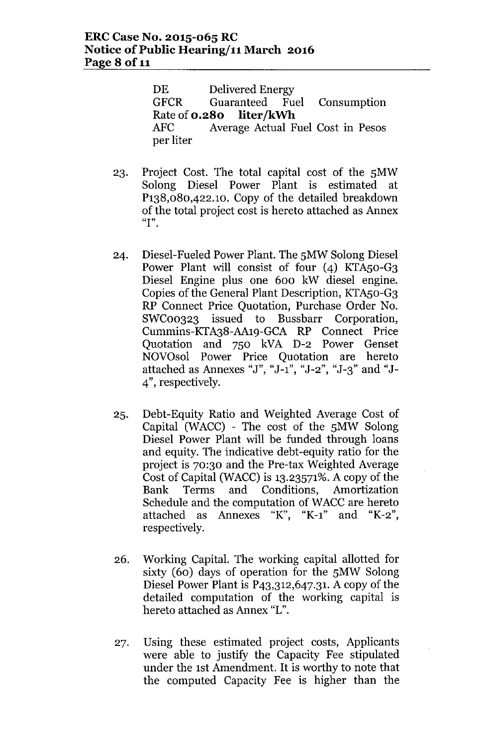DE Delivered Energy
GFCR Guaranteed Fuel Consumption Rate of **0.280 liter/kWh**
AFC Average Actual Fuel Cost in Pesos per liter

23. Project Cost. The total capital cost of the 5MW Solong Diesel Power Plant is estimated at P138,080,422.10. Copy of the detailed breakdown of the total project cost is hereto attached as Annex "I".

24. Diesel-Fueled Power Plant. The 5MW Solong Diesel Power Plant will consist of four (4) KTA50-G3 Diesel Engine plus one 600 kW diesel engine. Copies of the General Plant Description, KTA50-G3 RP Connect Price Quotation, Purchase Order No. SWC00323 issued to Bussbarr Corporation, Cummins-KTA38-AA19-GCA RP Connect Price Quotation and 750 kVA D-2 Power Genset NOVOsol Power Price Quotation are hereto attached as Annexes "J", "J-1", "J-2", "J-3" and "J-4", respectively.

25. Debt-Equity Ratio and Weighted Average Cost of Capital (WACC) - The cost of the 5MW Solong Diesel Power Plant will be funded through loans and equity. The indicative debt-equity ratio for the project is 70:30 and the Pre-tax Weighted Average Cost of Capital (WACC) is 13.23571%. A copy of the Bank Terms and Conditions, Amortization Schedule and the computation of WACC are hereto attached as Annexes "K", "K-1" and "K-2", respectively.

26. Working Capital. The working capital allotted for sixty (60) days of operation for the 5MW Solong Diesel Power Plant is P43,312,647.31. A copy of the detailed computation of the working capital is hereto attached as Annex "L".

27. Using these estimated project costs, Applicants were able to justify the Capacity Fee stipulated under the 1st Amendment. It is worthy to note that the computed Capacity Fee is higher than the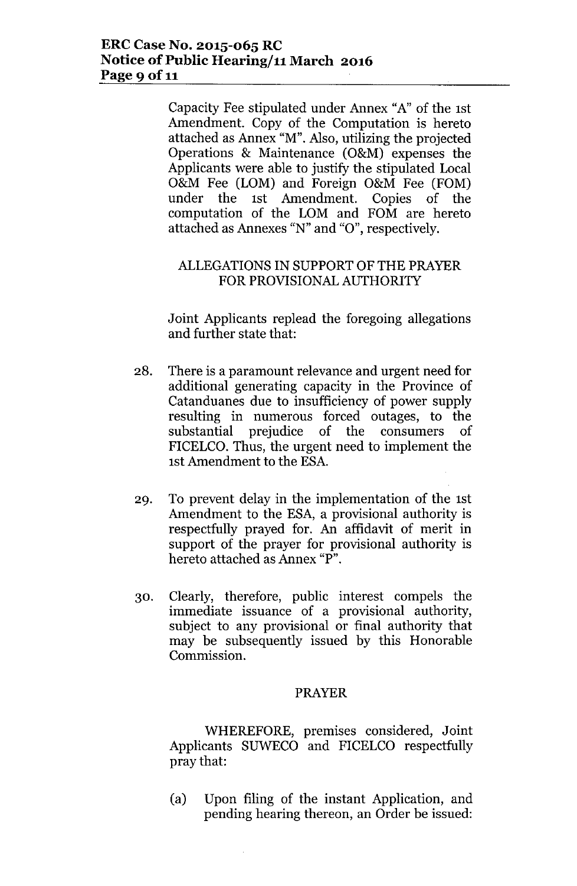Capacity Fee stipulated under Annex "A" of the 1st Amendment. Copy of the Computation is hereto attached as Annex "M". Also, utilizing the projected Operations & Maintenance (O&M) expenses the Applicants were able to justify the stipulated Local O&M Fee (LOM) and Foreign O&M Fee (FOM) under the 1st Amendment. Copies of the computation of the LOM and FOM are hereto attached as Annexes "N" and "O", respectively.

## ALLEGATIONS IN SUPPORT OF THE PRAYER FOR PROVISIONAL AUTHORITY

Joint Applicants replead the foregoing allegations and further state that:

28. There is a paramount relevance and urgent need for additional generating capacity in the Province of Catanduanes due to insufficiency of power supply resulting in numerous forced outages, to the substantial prejudice of the consumers of FICELCO. Thus, the urgent need to implement the 1st Amendment to the ESA.

29. To prevent delay in the implementation of the 1st Amendment to the ESA, a provisional authority is respectfully prayed for. An affidavit of merit in support of the prayer for provisional authority is hereto attached as Annex "P".

30. Clearly, therefore, public interest compels the immediate issuance of a provisional authority, subject to any provisional or final authority that may be subsequently issued by this Honorable Commission.

## PRAYER

WHEREFORE, premises considered, Joint Applicants SUWECO and FICELCO respectfully pray that:

(a) Upon filing of the instant Application, and pending hearing thereon, an Order be issued: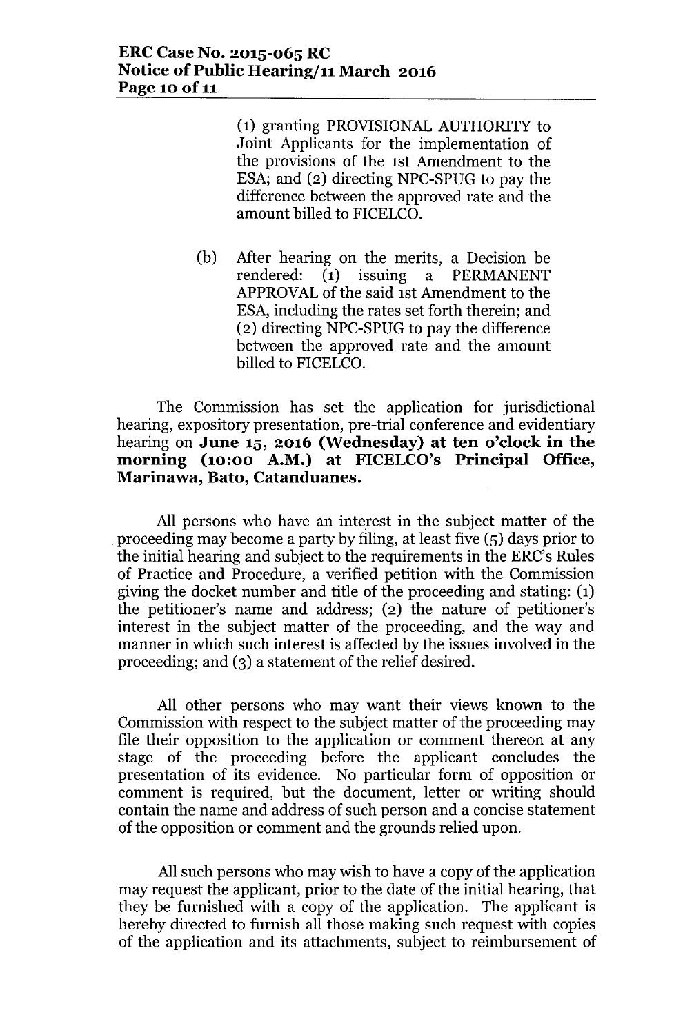(1) granting PROVISIONAL AUTHORITY to Joint Applicants for the implementation of the provisions of the 1st Amendment to the ESA; and (2) directing NPC-SPUG to pay the difference between the approved rate and the amount billed to FICELCO.

(b) After hearing on the merits, a Decision be rendered: (1) issuing a PERMANENT APPROVAL of the said 1st Amendment to the ESA, including the rates set forth therein; and (2) directing NPC-SPUG to pay the difference between the approved rate and the amount billed to FICELCO.

The Commission has set the application for jurisdictional hearing, expository presentation, pre-trial conference and evidentiary hearing on **June 15, 2016 (Wednesday) at ten o'clock in the morning (10:00 A.M.) at FICELCO's Principal Office, Marinawa, Bato, Catanduanes.**

All persons who have an interest in the subject matter of the proceeding may become a party by filing, at least five (5) days prior to the initial hearing and subject to the requirements in the ERC's Rules of Practice and Procedure, a verified petition with the Commission giving the docket number and title of the proceeding and stating: (1) the petitioner's name and address; (2) the nature of petitioner's interest in the subject matter of the proceeding, and the way and manner in which such interest is affected by the issues involved in the proceeding; and (3) a statement of the relief desired.

All other persons who may want their views known to the Commission with respect to the subject matter of the proceeding may file their opposition to the application or comment thereon at any stage of the proceeding before the applicant concludes the presentation of its evidence. No particular form of opposition or comment is required, but the document, letter or writing should contain the name and address of such person and a concise statement of the opposition or comment and the grounds relied upon.

All such persons who may wish to have a copy of the application may request the applicant, prior to the date of the initial hearing, that they be furnished with a copy of the application. The applicant is hereby directed to furnish all those making such request with copies of the application and its attachments, subject to reimbursement of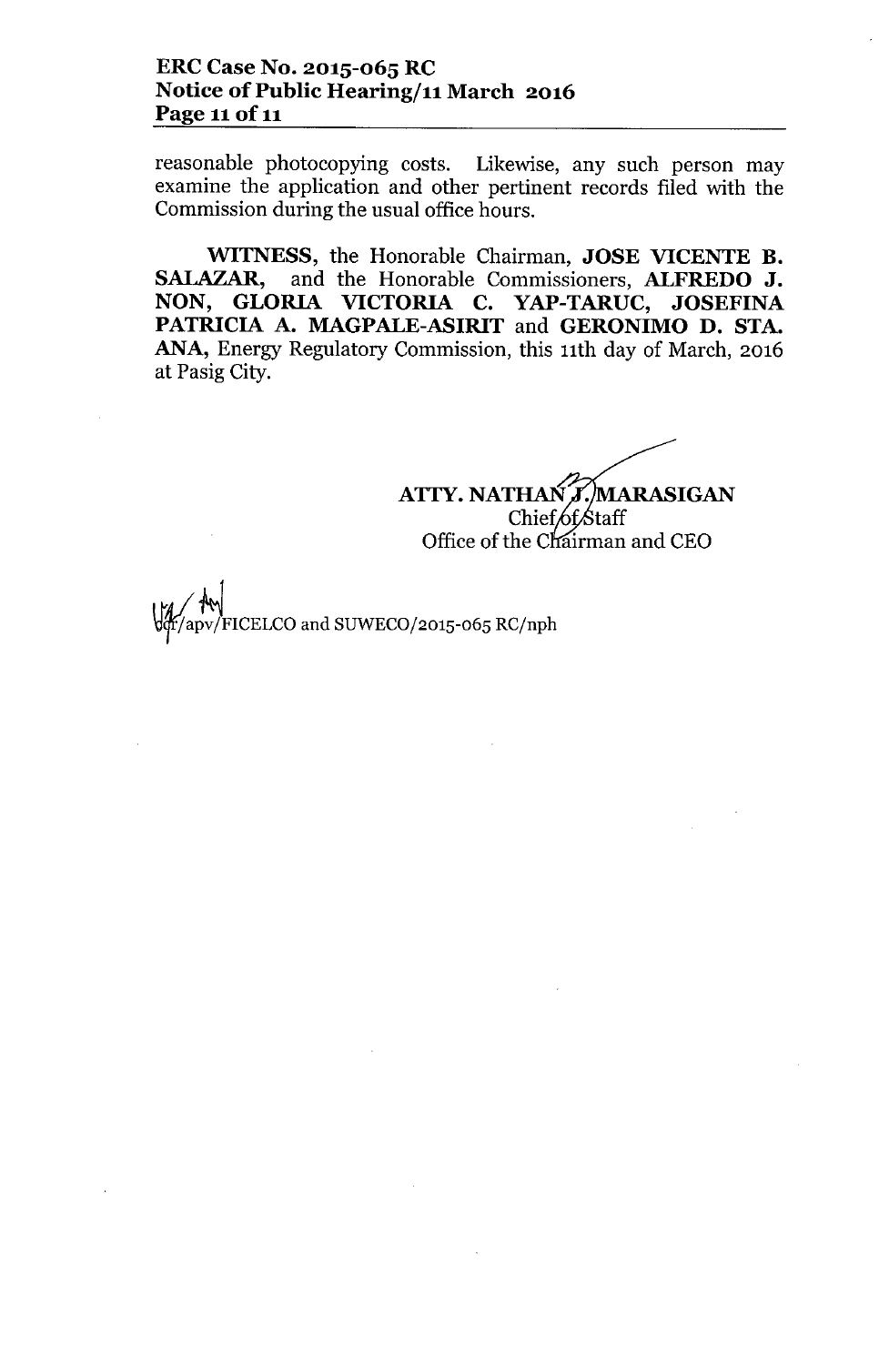reasonable photocopying costs. Likewise, any such person may examine the application and other pertinent records filed with the Commission during the usual office hours.

**WITNESS**, the Honorable Chairman, **JOSE VICENTE B. SALAZAR**, and the Honorable Commissioners, **ALFREDO J. NON, GLORIA VICTORIA C. YAP-TARUC, JOSEFINA PATRICIA A. MAGPALE-ASIRIT** and **GERONIMO D. STA. ANA**, Energy Regulatory Commission, this 11th day of March, 2016 at Pasig City.

**ATTY. NATHAN J. MARASIGAN**
Chief of Staff
Office of the Chairman and CEO

dcr/apv/FICELCO and SUWECO/2015-065 RC/nph